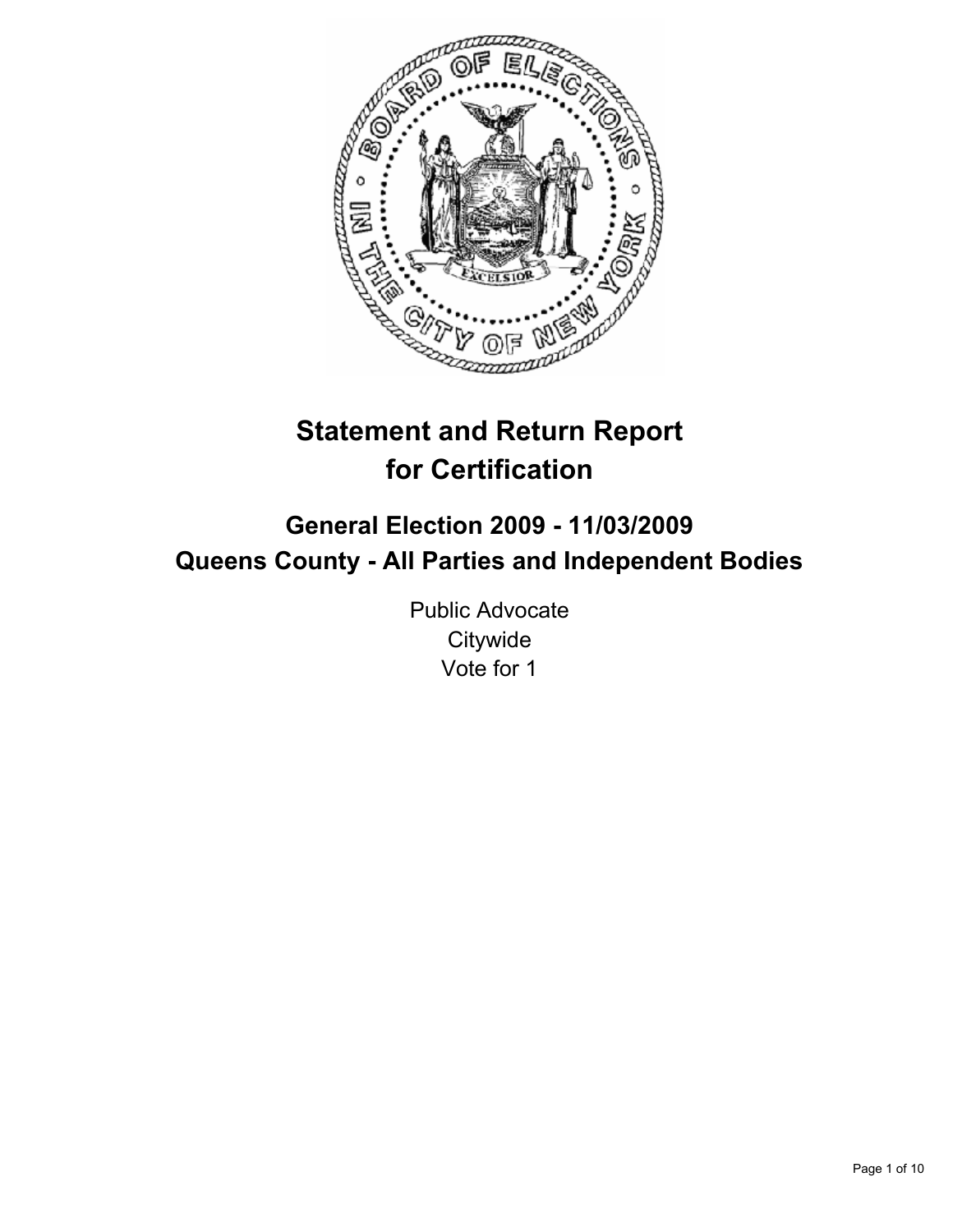# Statement and Return Report for Certification

## General Election 2009 - 11/03/2009
## Queens County - All Parties and Independent Bodies

Public Advocate
Citywide
Vote for 1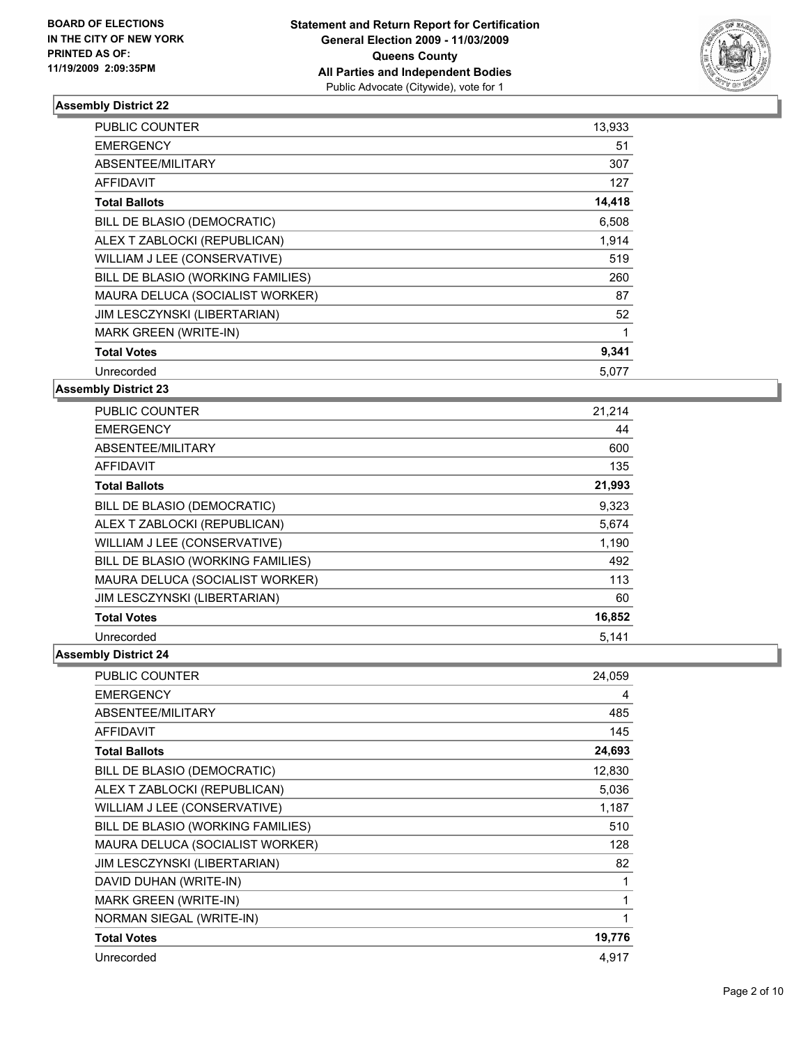BOARD OF ELECTIONS
IN THE CITY OF NEW YORK
PRINTED AS OF:
11/19/2009 2:09:35PM

**Statement and Return Report for Certification**
**General Election 2009 - 11/03/2009**
**Queens County**
**All Parties and Independent Bodies**
Public Advocate (Citywide), vote for 1

### Assembly District 22

| | |
|---|---|
| PUBLIC COUNTER | 13,933 |
| EMERGENCY | 51 |
| ABSENTEE/MILITARY | 307 |
| AFFIDAVIT | 127 |
| **Total Ballots** | **14,418** |
| BILL DE BLASIO (DEMOCRATIC) | 6,508 |
| ALEX T ZABLOCKI (REPUBLICAN) | 1,914 |
| WILLIAM J LEE (CONSERVATIVE) | 519 |
| BILL DE BLASIO (WORKING FAMILIES) | 260 |
| MAURA DELUCA (SOCIALIST WORKER) | 87 |
| JIM LESCZYNSKI (LIBERTARIAN) | 52 |
| MARK GREEN (WRITE-IN) | 1 |
| **Total Votes** | **9,341** |
| Unrecorded | 5,077 |

### Assembly District 23

| | |
|---|---|
| PUBLIC COUNTER | 21,214 |
| EMERGENCY | 44 |
| ABSENTEE/MILITARY | 600 |
| AFFIDAVIT | 135 |
| **Total Ballots** | **21,993** |
| BILL DE BLASIO (DEMOCRATIC) | 9,323 |
| ALEX T ZABLOCKI (REPUBLICAN) | 5,674 |
| WILLIAM J LEE (CONSERVATIVE) | 1,190 |
| BILL DE BLASIO (WORKING FAMILIES) | 492 |
| MAURA DELUCA (SOCIALIST WORKER) | 113 |
| JIM LESCZYNSKI (LIBERTARIAN) | 60 |
| **Total Votes** | **16,852** |
| Unrecorded | 5,141 |

### Assembly District 24

| | |
|---|---|
| PUBLIC COUNTER | 24,059 |
| EMERGENCY | 4 |
| ABSENTEE/MILITARY | 485 |
| AFFIDAVIT | 145 |
| **Total Ballots** | **24,693** |
| BILL DE BLASIO (DEMOCRATIC) | 12,830 |
| ALEX T ZABLOCKI (REPUBLICAN) | 5,036 |
| WILLIAM J LEE (CONSERVATIVE) | 1,187 |
| BILL DE BLASIO (WORKING FAMILIES) | 510 |
| MAURA DELUCA (SOCIALIST WORKER) | 128 |
| JIM LESCZYNSKI (LIBERTARIAN) | 82 |
| DAVID DUHAN (WRITE-IN) | 1 |
| MARK GREEN (WRITE-IN) | 1 |
| NORMAN SIEGAL (WRITE-IN) | 1 |
| **Total Votes** | **19,776** |
| Unrecorded | 4,917 |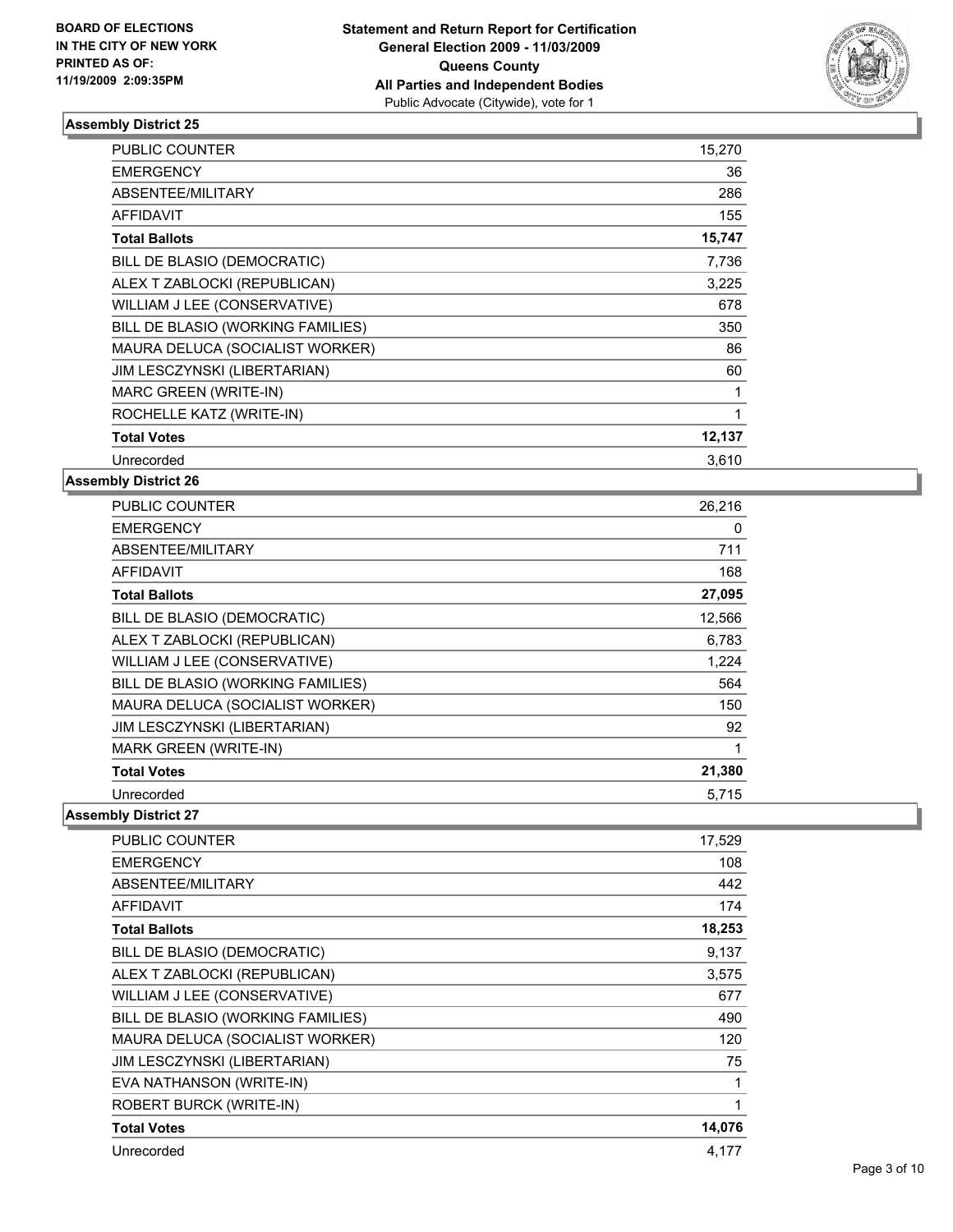BOARD OF ELECTIONS
IN THE CITY OF NEW YORK
PRINTED AS OF:
11/19/2009 2:09:35PM

**Statement and Return Report for Certification**
**General Election 2009 - 11/03/2009**
**Queens County**
**All Parties and Independent Bodies**
Public Advocate (Citywide), vote for 1

### Assembly District 25

| | |
|---|---|
| PUBLIC COUNTER | 15,270 |
| EMERGENCY | 36 |
| ABSENTEE/MILITARY | 286 |
| AFFIDAVIT | 155 |
| **Total Ballots** | **15,747** |
| BILL DE BLASIO (DEMOCRATIC) | 7,736 |
| ALEX T ZABLOCKI (REPUBLICAN) | 3,225 |
| WILLIAM J LEE (CONSERVATIVE) | 678 |
| BILL DE BLASIO (WORKING FAMILIES) | 350 |
| MAURA DELUCA (SOCIALIST WORKER) | 86 |
| JIM LESCZYNSKI (LIBERTARIAN) | 60 |
| MARC GREEN (WRITE-IN) | 1 |
| ROCHELLE KATZ (WRITE-IN) | 1 |
| **Total Votes** | **12,137** |
| Unrecorded | 3,610 |

### Assembly District 26

| | |
|---|---|
| PUBLIC COUNTER | 26,216 |
| EMERGENCY | 0 |
| ABSENTEE/MILITARY | 711 |
| AFFIDAVIT | 168 |
| **Total Ballots** | **27,095** |
| BILL DE BLASIO (DEMOCRATIC) | 12,566 |
| ALEX T ZABLOCKI (REPUBLICAN) | 6,783 |
| WILLIAM J LEE (CONSERVATIVE) | 1,224 |
| BILL DE BLASIO (WORKING FAMILIES) | 564 |
| MAURA DELUCA (SOCIALIST WORKER) | 150 |
| JIM LESCZYNSKI (LIBERTARIAN) | 92 |
| MARK GREEN (WRITE-IN) | 1 |
| **Total Votes** | **21,380** |
| Unrecorded | 5,715 |

### Assembly District 27

| | |
|---|---|
| PUBLIC COUNTER | 17,529 |
| EMERGENCY | 108 |
| ABSENTEE/MILITARY | 442 |
| AFFIDAVIT | 174 |
| **Total Ballots** | **18,253** |
| BILL DE BLASIO (DEMOCRATIC) | 9,137 |
| ALEX T ZABLOCKI (REPUBLICAN) | 3,575 |
| WILLIAM J LEE (CONSERVATIVE) | 677 |
| BILL DE BLASIO (WORKING FAMILIES) | 490 |
| MAURA DELUCA (SOCIALIST WORKER) | 120 |
| JIM LESCZYNSKI (LIBERTARIAN) | 75 |
| EVA NATHANSON (WRITE-IN) | 1 |
| ROBERT BURCK (WRITE-IN) | 1 |
| **Total Votes** | **14,076** |
| Unrecorded | 4,177 |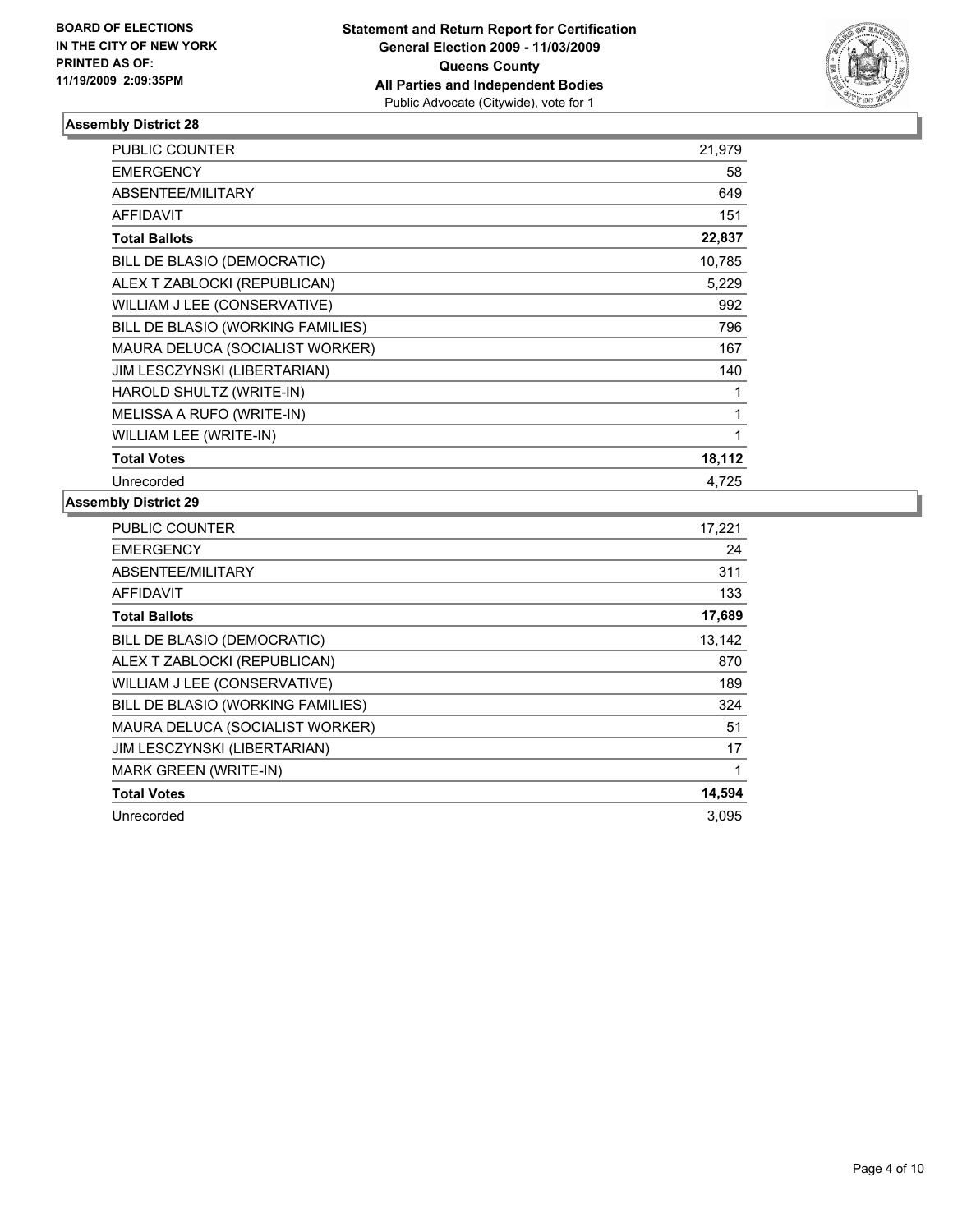**BOARD OF ELECTIONS IN THE CITY OF NEW YORK PRINTED AS OF: 11/19/2009 2:09:35PM**

**Statement and Return Report for Certification General Election 2009 - 11/03/2009 Queens County All Parties and Independent Bodies**
Public Advocate (Citywide), vote for 1

## Assembly District 28

| | |
|---|---|
| PUBLIC COUNTER | 21,979 |
| EMERGENCY | 58 |
| ABSENTEE/MILITARY | 649 |
| AFFIDAVIT | 151 |
| **Total Ballots** | **22,837** |
| BILL DE BLASIO (DEMOCRATIC) | 10,785 |
| ALEX T ZABLOCKI (REPUBLICAN) | 5,229 |
| WILLIAM J LEE (CONSERVATIVE) | 992 |
| BILL DE BLASIO (WORKING FAMILIES) | 796 |
| MAURA DELUCA (SOCIALIST WORKER) | 167 |
| JIM LESCZYNSKI (LIBERTARIAN) | 140 |
| HAROLD SHULTZ (WRITE-IN) | 1 |
| MELISSA A RUFO (WRITE-IN) | 1 |
| WILLIAM LEE (WRITE-IN) | 1 |
| **Total Votes** | **18,112** |
| Unrecorded | 4,725 |

## Assembly District 29

| | |
|---|---|
| PUBLIC COUNTER | 17,221 |
| EMERGENCY | 24 |
| ABSENTEE/MILITARY | 311 |
| AFFIDAVIT | 133 |
| **Total Ballots** | **17,689** |
| BILL DE BLASIO (DEMOCRATIC) | 13,142 |
| ALEX T ZABLOCKI (REPUBLICAN) | 870 |
| WILLIAM J LEE (CONSERVATIVE) | 189 |
| BILL DE BLASIO (WORKING FAMILIES) | 324 |
| MAURA DELUCA (SOCIALIST WORKER) | 51 |
| JIM LESCZYNSKI (LIBERTARIAN) | 17 |
| MARK GREEN (WRITE-IN) | 1 |
| **Total Votes** | **14,594** |
| Unrecorded | 3,095 |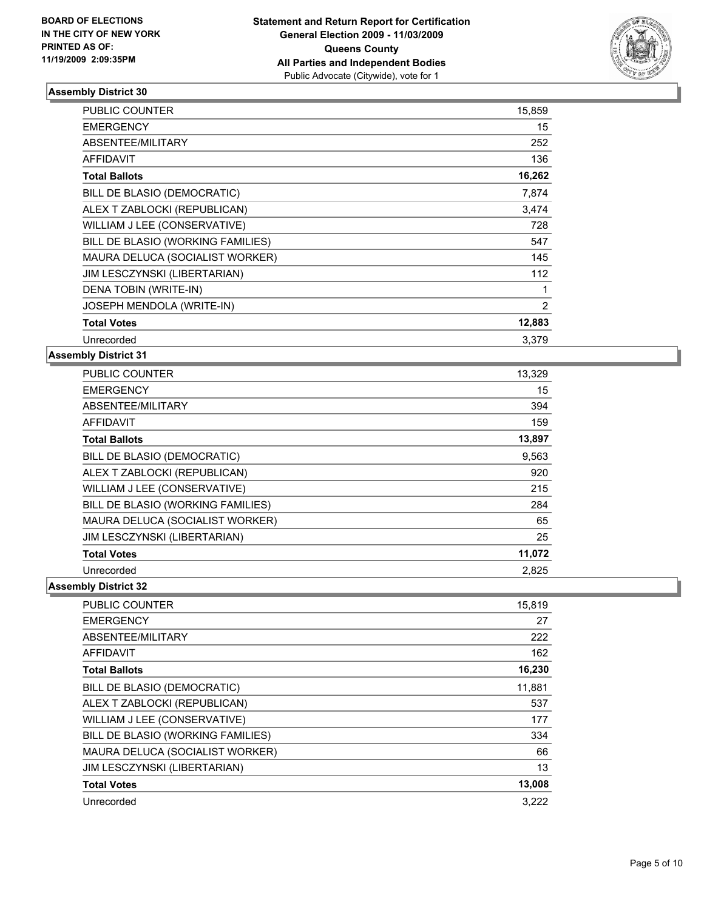**BOARD OF ELECTIONS IN THE CITY OF NEW YORK PRINTED AS OF: 11/19/2009 2:09:35PM**

**Statement and Return Report for Certification General Election 2009 - 11/03/2009 Queens County All Parties and Independent Bodies**
Public Advocate (Citywide), vote for 1

### Assembly District 30

| | |
|---|---|
| PUBLIC COUNTER | 15,859 |
| EMERGENCY | 15 |
| ABSENTEE/MILITARY | 252 |
| AFFIDAVIT | 136 |
| **Total Ballots** | **16,262** |
| BILL DE BLASIO (DEMOCRATIC) | 7,874 |
| ALEX T ZABLOCKI (REPUBLICAN) | 3,474 |
| WILLIAM J LEE (CONSERVATIVE) | 728 |
| BILL DE BLASIO (WORKING FAMILIES) | 547 |
| MAURA DELUCA (SOCIALIST WORKER) | 145 |
| JIM LESCZYNSKI (LIBERTARIAN) | 112 |
| DENA TOBIN (WRITE-IN) | 1 |
| JOSEPH MENDOLA (WRITE-IN) | 2 |
| **Total Votes** | **12,883** |
| Unrecorded | 3,379 |

### Assembly District 31

| | |
|---|---|
| PUBLIC COUNTER | 13,329 |
| EMERGENCY | 15 |
| ABSENTEE/MILITARY | 394 |
| AFFIDAVIT | 159 |
| **Total Ballots** | **13,897** |
| BILL DE BLASIO (DEMOCRATIC) | 9,563 |
| ALEX T ZABLOCKI (REPUBLICAN) | 920 |
| WILLIAM J LEE (CONSERVATIVE) | 215 |
| BILL DE BLASIO (WORKING FAMILIES) | 284 |
| MAURA DELUCA (SOCIALIST WORKER) | 65 |
| JIM LESCZYNSKI (LIBERTARIAN) | 25 |
| **Total Votes** | **11,072** |
| Unrecorded | 2,825 |

### Assembly District 32

| | |
|---|---|
| PUBLIC COUNTER | 15,819 |
| EMERGENCY | 27 |
| ABSENTEE/MILITARY | 222 |
| AFFIDAVIT | 162 |
| **Total Ballots** | **16,230** |
| BILL DE BLASIO (DEMOCRATIC) | 11,881 |
| ALEX T ZABLOCKI (REPUBLICAN) | 537 |
| WILLIAM J LEE (CONSERVATIVE) | 177 |
| BILL DE BLASIO (WORKING FAMILIES) | 334 |
| MAURA DELUCA (SOCIALIST WORKER) | 66 |
| JIM LESCZYNSKI (LIBERTARIAN) | 13 |
| **Total Votes** | **13,008** |
| Unrecorded | 3,222 |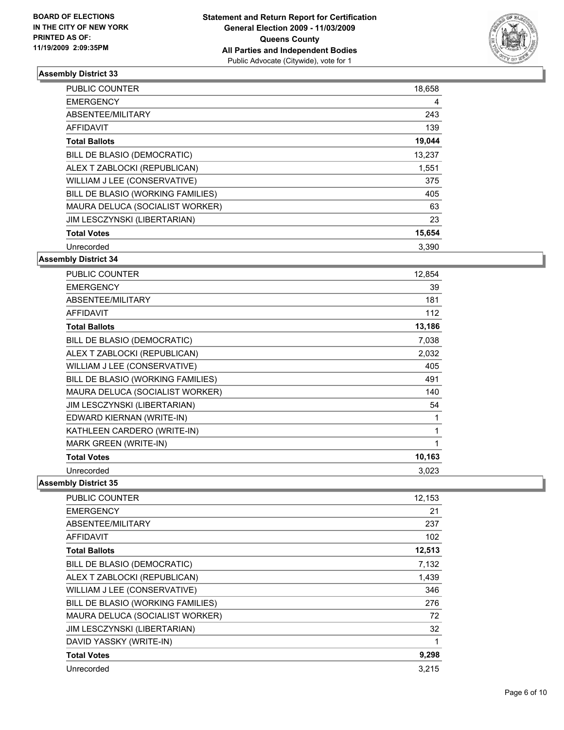**BOARD OF ELECTIONS IN THE CITY OF NEW YORK PRINTED AS OF: 11/19/2009 2:09:35PM**

**Statement and Return Report for Certification General Election 2009 - 11/03/2009 Queens County All Parties and Independent Bodies**
Public Advocate (Citywide), vote for 1

## Assembly District 33

| | |
|---|---|
| PUBLIC COUNTER | 18,658 |
| EMERGENCY | 4 |
| ABSENTEE/MILITARY | 243 |
| AFFIDAVIT | 139 |
| **Total Ballots** | **19,044** |
| BILL DE BLASIO (DEMOCRATIC) | 13,237 |
| ALEX T ZABLOCKI (REPUBLICAN) | 1,551 |
| WILLIAM J LEE (CONSERVATIVE) | 375 |
| BILL DE BLASIO (WORKING FAMILIES) | 405 |
| MAURA DELUCA (SOCIALIST WORKER) | 63 |
| JIM LESCZYNSKI (LIBERTARIAN) | 23 |
| **Total Votes** | **15,654** |
| Unrecorded | 3,390 |

## Assembly District 34

| | |
|---|---|
| PUBLIC COUNTER | 12,854 |
| EMERGENCY | 39 |
| ABSENTEE/MILITARY | 181 |
| AFFIDAVIT | 112 |
| **Total Ballots** | **13,186** |
| BILL DE BLASIO (DEMOCRATIC) | 7,038 |
| ALEX T ZABLOCKI (REPUBLICAN) | 2,032 |
| WILLIAM J LEE (CONSERVATIVE) | 405 |
| BILL DE BLASIO (WORKING FAMILIES) | 491 |
| MAURA DELUCA (SOCIALIST WORKER) | 140 |
| JIM LESCZYNSKI (LIBERTARIAN) | 54 |
| EDWARD KIERNAN (WRITE-IN) | 1 |
| KATHLEEN CARDERO (WRITE-IN) | 1 |
| MARK GREEN (WRITE-IN) | 1 |
| **Total Votes** | **10,163** |
| Unrecorded | 3,023 |

## Assembly District 35

| | |
|---|---|
| PUBLIC COUNTER | 12,153 |
| EMERGENCY | 21 |
| ABSENTEE/MILITARY | 237 |
| AFFIDAVIT | 102 |
| **Total Ballots** | **12,513** |
| BILL DE BLASIO (DEMOCRATIC) | 7,132 |
| ALEX T ZABLOCKI (REPUBLICAN) | 1,439 |
| WILLIAM J LEE (CONSERVATIVE) | 346 |
| BILL DE BLASIO (WORKING FAMILIES) | 276 |
| MAURA DELUCA (SOCIALIST WORKER) | 72 |
| JIM LESCZYNSKI (LIBERTARIAN) | 32 |
| DAVID YASSKY (WRITE-IN) | 1 |
| **Total Votes** | **9,298** |
| Unrecorded | 3,215 |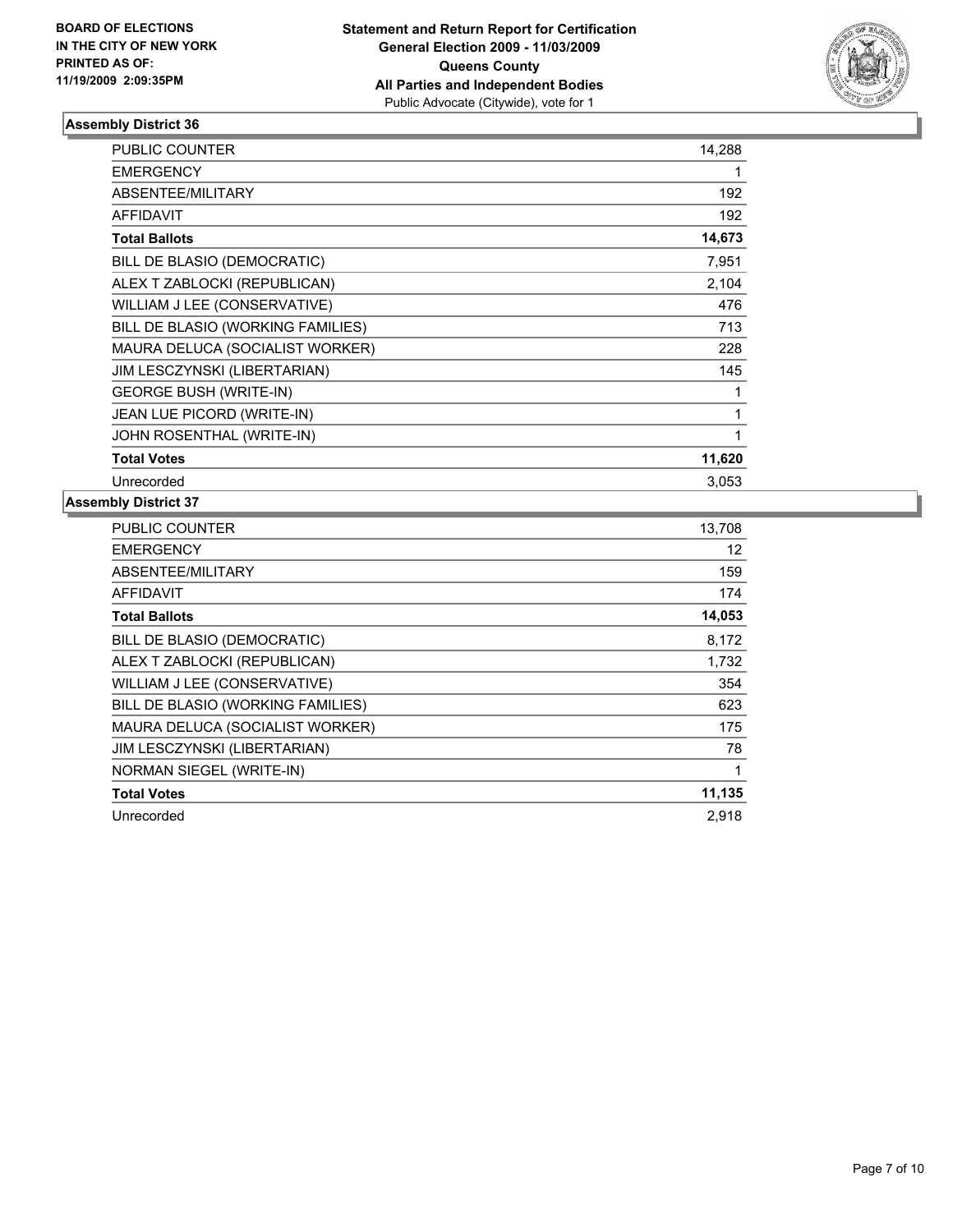BOARD OF ELECTIONS
IN THE CITY OF NEW YORK
PRINTED AS OF:
11/19/2009 2:09:35PM

**Statement and Return Report for Certification**
**General Election 2009 - 11/03/2009**
**Queens County**
**All Parties and Independent Bodies**
Public Advocate (Citywide), vote for 1

### Assembly District 36

| | |
|---|---|
| PUBLIC COUNTER | 14,288 |
| EMERGENCY | 1 |
| ABSENTEE/MILITARY | 192 |
| AFFIDAVIT | 192 |
| **Total Ballots** | **14,673** |
| BILL DE BLASIO (DEMOCRATIC) | 7,951 |
| ALEX T ZABLOCKI (REPUBLICAN) | 2,104 |
| WILLIAM J LEE (CONSERVATIVE) | 476 |
| BILL DE BLASIO (WORKING FAMILIES) | 713 |
| MAURA DELUCA (SOCIALIST WORKER) | 228 |
| JIM LESCZYNSKI (LIBERTARIAN) | 145 |
| GEORGE BUSH (WRITE-IN) | 1 |
| JEAN LUE PICORD (WRITE-IN) | 1 |
| JOHN ROSENTHAL (WRITE-IN) | 1 |
| **Total Votes** | **11,620** |
| Unrecorded | 3,053 |

### Assembly District 37

| | |
|---|---|
| PUBLIC COUNTER | 13,708 |
| EMERGENCY | 12 |
| ABSENTEE/MILITARY | 159 |
| AFFIDAVIT | 174 |
| **Total Ballots** | **14,053** |
| BILL DE BLASIO (DEMOCRATIC) | 8,172 |
| ALEX T ZABLOCKI (REPUBLICAN) | 1,732 |
| WILLIAM J LEE (CONSERVATIVE) | 354 |
| BILL DE BLASIO (WORKING FAMILIES) | 623 |
| MAURA DELUCA (SOCIALIST WORKER) | 175 |
| JIM LESCZYNSKI (LIBERTARIAN) | 78 |
| NORMAN SIEGEL (WRITE-IN) | 1 |
| **Total Votes** | **11,135** |
| Unrecorded | 2,918 |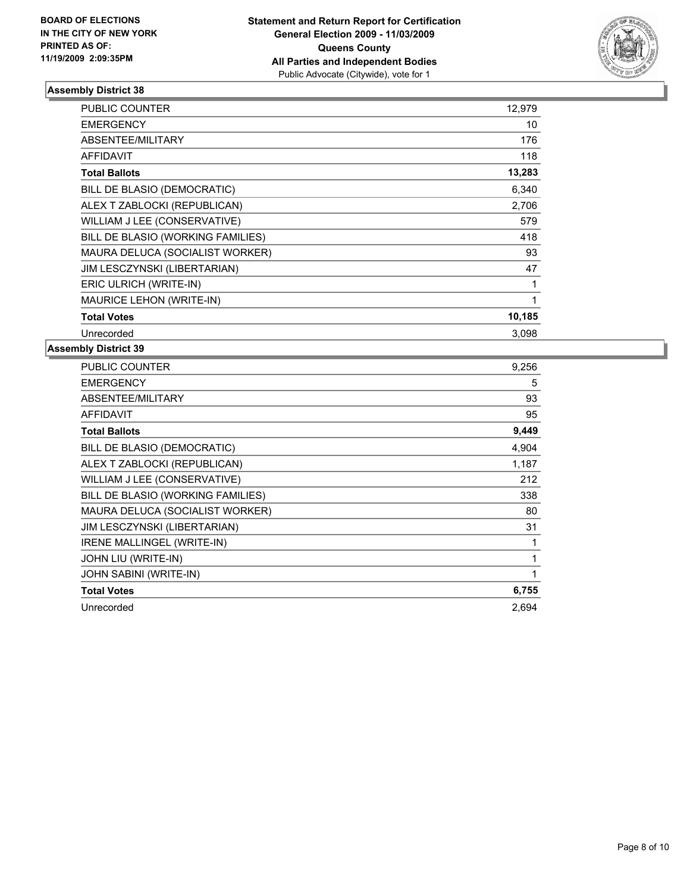BOARD OF ELECTIONS
IN THE CITY OF NEW YORK
PRINTED AS OF:
11/19/2009 2:09:35PM

**Statement and Return Report for Certification**
**General Election 2009 - 11/03/2009**
**Queens County**
**All Parties and Independent Bodies**
Public Advocate (Citywide), vote for 1

### Assembly District 38

| | |
|---|---|
| PUBLIC COUNTER | 12,979 |
| EMERGENCY | 10 |
| ABSENTEE/MILITARY | 176 |
| AFFIDAVIT | 118 |
| **Total Ballots** | **13,283** |
| BILL DE BLASIO (DEMOCRATIC) | 6,340 |
| ALEX T ZABLOCKI (REPUBLICAN) | 2,706 |
| WILLIAM J LEE (CONSERVATIVE) | 579 |
| BILL DE BLASIO (WORKING FAMILIES) | 418 |
| MAURA DELUCA (SOCIALIST WORKER) | 93 |
| JIM LESCZYNSKI (LIBERTARIAN) | 47 |
| ERIC ULRICH (WRITE-IN) | 1 |
| MAURICE LEHON (WRITE-IN) | 1 |
| **Total Votes** | **10,185** |
| Unrecorded | 3,098 |

### Assembly District 39

| | |
|---|---|
| PUBLIC COUNTER | 9,256 |
| EMERGENCY | 5 |
| ABSENTEE/MILITARY | 93 |
| AFFIDAVIT | 95 |
| **Total Ballots** | **9,449** |
| BILL DE BLASIO (DEMOCRATIC) | 4,904 |
| ALEX T ZABLOCKI (REPUBLICAN) | 1,187 |
| WILLIAM J LEE (CONSERVATIVE) | 212 |
| BILL DE BLASIO (WORKING FAMILIES) | 338 |
| MAURA DELUCA (SOCIALIST WORKER) | 80 |
| JIM LESCZYNSKI (LIBERTARIAN) | 31 |
| IRENE MALLINGEL (WRITE-IN) | 1 |
| JOHN LIU (WRITE-IN) | 1 |
| JOHN SABINI (WRITE-IN) | 1 |
| **Total Votes** | **6,755** |
| Unrecorded | 2,694 |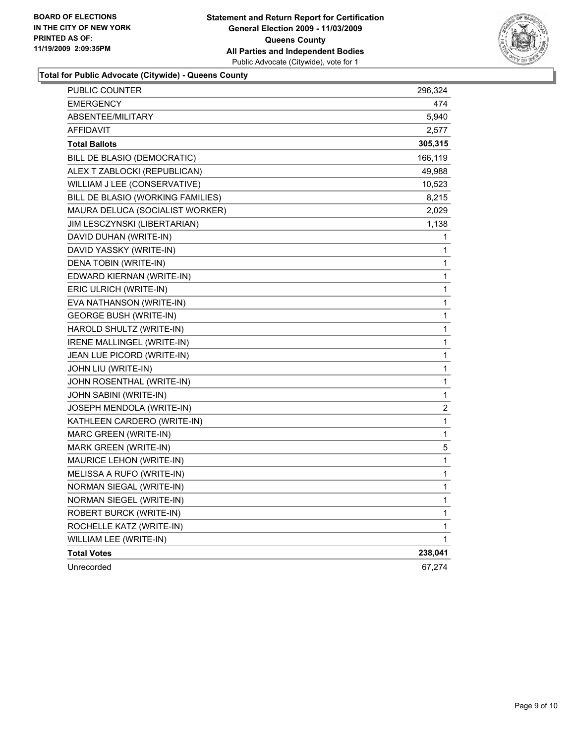BOARD OF ELECTIONS
IN THE CITY OF NEW YORK
PRINTED AS OF:
11/19/2009 2:09:35PM

**Statement and Return Report for Certification**
**General Election 2009 - 11/03/2009**
**Queens County**
**All Parties and Independent Bodies**
Public Advocate (Citywide), vote for 1

## Total for Public Advocate (Citywide) - Queens County

| | |
|---|---|
| PUBLIC COUNTER | 296,324 |
| EMERGENCY | 474 |
| ABSENTEE/MILITARY | 5,940 |
| AFFIDAVIT | 2,577 |
| **Total Ballots** | **305,315** |
| BILL DE BLASIO (DEMOCRATIC) | 166,119 |
| ALEX T ZABLOCKI (REPUBLICAN) | 49,988 |
| WILLIAM J LEE (CONSERVATIVE) | 10,523 |
| BILL DE BLASIO (WORKING FAMILIES) | 8,215 |
| MAURA DELUCA (SOCIALIST WORKER) | 2,029 |
| JIM LESCZYNSKI (LIBERTARIAN) | 1,138 |
| DAVID DUHAN (WRITE-IN) | 1 |
| DAVID YASSKY (WRITE-IN) | 1 |
| DENA TOBIN (WRITE-IN) | 1 |
| EDWARD KIERNAN (WRITE-IN) | 1 |
| ERIC ULRICH (WRITE-IN) | 1 |
| EVA NATHANSON (WRITE-IN) | 1 |
| GEORGE BUSH (WRITE-IN) | 1 |
| HAROLD SHULTZ (WRITE-IN) | 1 |
| IRENE MALLINGEL (WRITE-IN) | 1 |
| JEAN LUE PICORD (WRITE-IN) | 1 |
| JOHN LIU (WRITE-IN) | 1 |
| JOHN ROSENTHAL (WRITE-IN) | 1 |
| JOHN SABINI (WRITE-IN) | 1 |
| JOSEPH MENDOLA (WRITE-IN) | 2 |
| KATHLEEN CARDERO (WRITE-IN) | 1 |
| MARC GREEN (WRITE-IN) | 1 |
| MARK GREEN (WRITE-IN) | 5 |
| MAURICE LEHON (WRITE-IN) | 1 |
| MELISSA A RUFO (WRITE-IN) | 1 |
| NORMAN SIEGAL (WRITE-IN) | 1 |
| NORMAN SIEGEL (WRITE-IN) | 1 |
| ROBERT BURCK (WRITE-IN) | 1 |
| ROCHELLE KATZ (WRITE-IN) | 1 |
| WILLIAM LEE (WRITE-IN) | 1 |
| **Total Votes** | **238,041** |
| Unrecorded | 67,274 |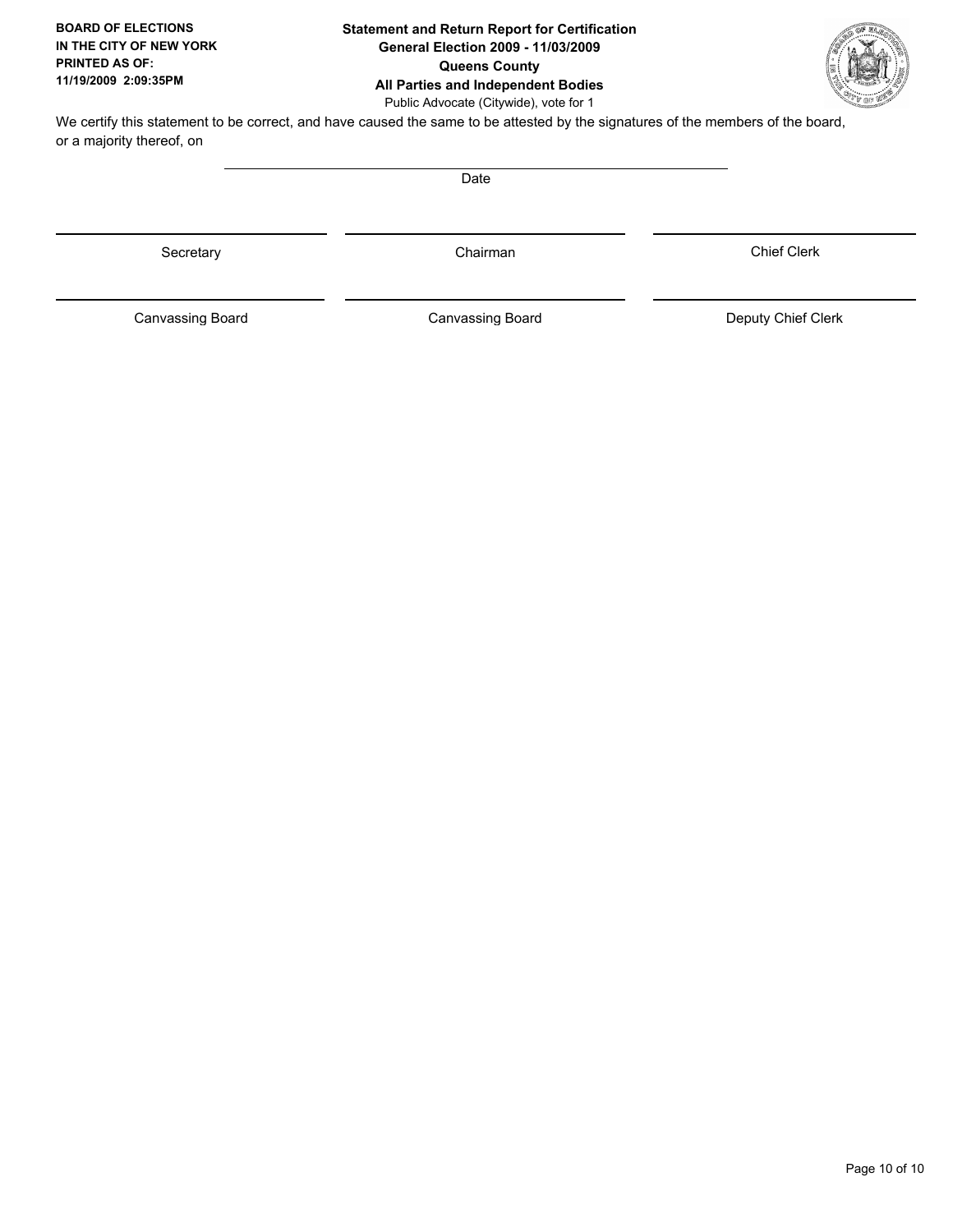**BOARD OF ELECTIONS IN THE CITY OF NEW YORK PRINTED AS OF: 11/19/2009 2:09:35PM**

**Statement and Return Report for Certification**
**General Election 2009 - 11/03/2009**
**Queens County**
**All Parties and Independent Bodies**
Public Advocate (Citywide), vote for 1

We certify this statement to be correct, and have caused the same to be attested by the signatures of the members of the board, or a majority thereof, on

\_\_\_\_\_\_\_\_\_\_\_\_\_\_\_\_\_\_\_\_\_\_\_\_\_\_\_\_\_\_\_\_\_\_\_\_\_\_\_\_
Date

| | | |
|---|---|---|
| Secretary | Chairman | Chief Clerk |
| Canvassing Board | Canvassing Board | Deputy Chief Clerk |